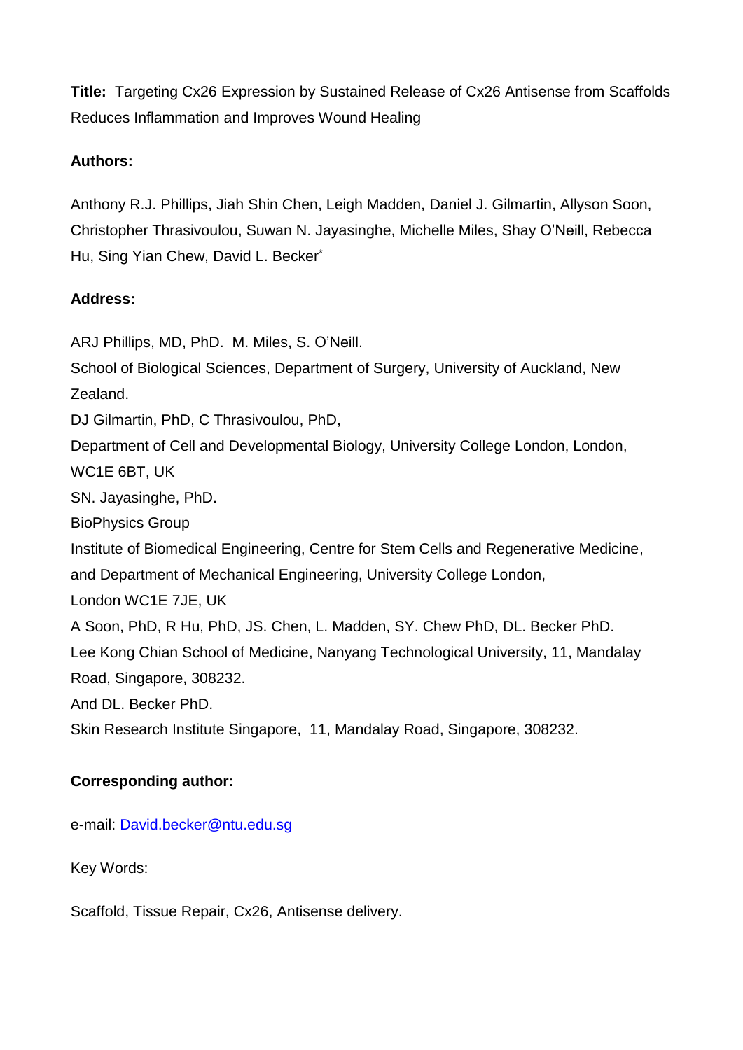**Title:** Targeting Cx26 Expression by Sustained Release of Cx26 Antisense from Scaffolds Reduces Inflammation and Improves Wound Healing

**Authors:**

Anthony R.J. Phillips, Jiah Shin Chen, Leigh Madden, Daniel J. Gilmartin, Allyson Soon, Christopher Thrasivoulou, Suwan N. Jayasinghe, Michelle Miles, Shay O'Neill, Rebecca Hu, Sing Yian Chew, David L. Becker*

**Address:**

ARJ Phillips, MD, PhD. M. Miles, S. O'Neill.
School of Biological Sciences, Department of Surgery, University of Auckland, New Zealand.
DJ Gilmartin, PhD, C Thrasivoulou, PhD,
Department of Cell and Developmental Biology, University College London, London, WC1E 6BT, UK
SN. Jayasinghe, PhD.
BioPhysics Group
Institute of Biomedical Engineering, Centre for Stem Cells and Regenerative Medicine, and Department of Mechanical Engineering, University College London,
London WC1E 7JE, UK
A Soon, PhD, R Hu, PhD, JS. Chen, L. Madden, SY. Chew PhD, DL. Becker PhD.
Lee Kong Chian School of Medicine, Nanyang Technological University, 11, Mandalay Road, Singapore, 308232.
And DL. Becker PhD.
Skin Research Institute Singapore, 11, Mandalay Road, Singapore, 308232.

**Corresponding author:**

e-mail: David.becker@ntu.edu.sg

Key Words:

Scaffold, Tissue Repair, Cx26, Antisense delivery.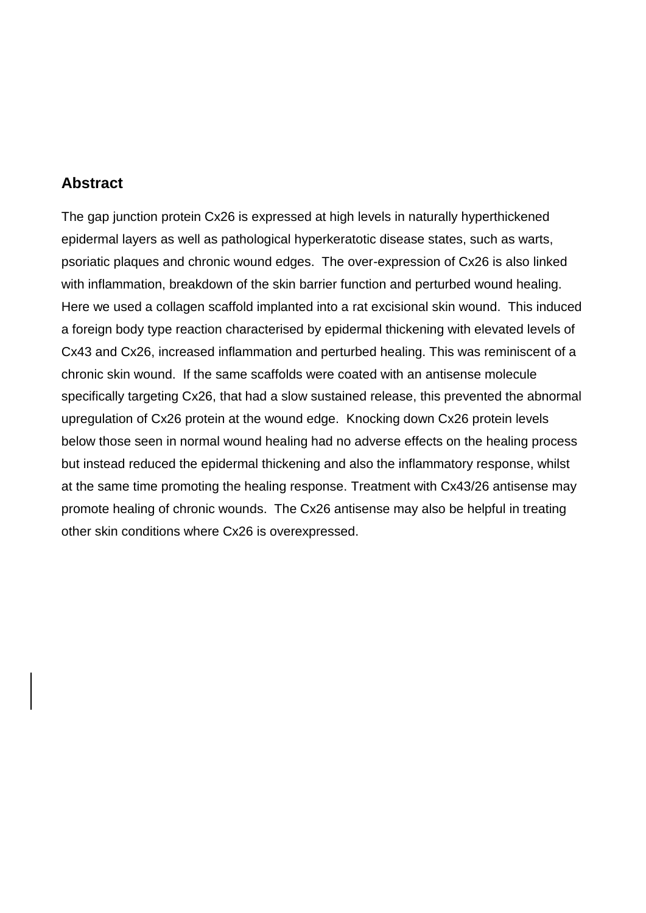## Abstract

The gap junction protein Cx26 is expressed at high levels in naturally hyperthickened epidermal layers as well as pathological hyperkeratotic disease states, such as warts, psoriatic plaques and chronic wound edges. The over-expression of Cx26 is also linked with inflammation, breakdown of the skin barrier function and perturbed wound healing. Here we used a collagen scaffold implanted into a rat excisional skin wound. This induced a foreign body type reaction characterised by epidermal thickening with elevated levels of Cx43 and Cx26, increased inflammation and perturbed healing. This was reminiscent of a chronic skin wound. If the same scaffolds were coated with an antisense molecule specifically targeting Cx26, that had a slow sustained release, this prevented the abnormal upregulation of Cx26 protein at the wound edge. Knocking down Cx26 protein levels below those seen in normal wound healing had no adverse effects on the healing process but instead reduced the epidermal thickening and also the inflammatory response, whilst at the same time promoting the healing response. Treatment with Cx43/26 antisense may promote healing of chronic wounds. The Cx26 antisense may also be helpful in treating other skin conditions where Cx26 is overexpressed.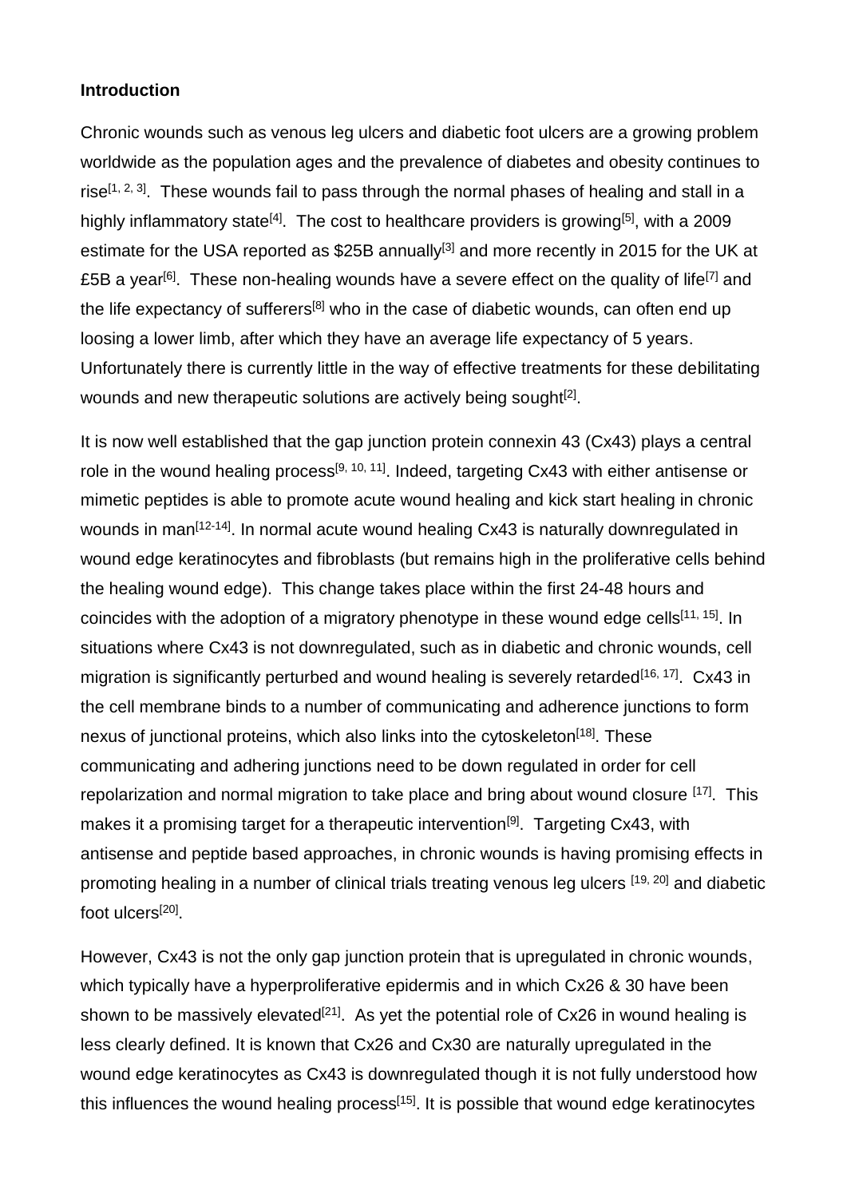**Introduction**

Chronic wounds such as venous leg ulcers and diabetic foot ulcers are a growing problem worldwide as the population ages and the prevalence of diabetes and obesity continues to rise[1, 2, 3]. These wounds fail to pass through the normal phases of healing and stall in a highly inflammatory state[4]. The cost to healthcare providers is growing[5], with a 2009 estimate for the USA reported as $25B annually[3] and more recently in 2015 for the UK at £5B a year[6]. These non-healing wounds have a severe effect on the quality of life[7] and the life expectancy of sufferers[8] who in the case of diabetic wounds, can often end up loosing a lower limb, after which they have an average life expectancy of 5 years. Unfortunately there is currently little in the way of effective treatments for these debilitating wounds and new therapeutic solutions are actively being sought[2].

It is now well established that the gap junction protein connexin 43 (Cx43) plays a central role in the wound healing process[9, 10, 11]. Indeed, targeting Cx43 with either antisense or mimetic peptides is able to promote acute wound healing and kick start healing in chronic wounds in man[12-14]. In normal acute wound healing Cx43 is naturally downregulated in wound edge keratinocytes and fibroblasts (but remains high in the proliferative cells behind the healing wound edge). This change takes place within the first 24-48 hours and coincides with the adoption of a migratory phenotype in these wound edge cells[11, 15]. In situations where Cx43 is not downregulated, such as in diabetic and chronic wounds, cell migration is significantly perturbed and wound healing is severely retarded[16, 17]. Cx43 in the cell membrane binds to a number of communicating and adherence junctions to form nexus of junctional proteins, which also links into the cytoskeleton[18]. These communicating and adhering junctions need to be down regulated in order for cell repolarization and normal migration to take place and bring about wound closure [17]. This makes it a promising target for a therapeutic intervention[9]. Targeting Cx43, with antisense and peptide based approaches, in chronic wounds is having promising effects in promoting healing in a number of clinical trials treating venous leg ulcers [19, 20] and diabetic foot ulcers[20].

However, Cx43 is not the only gap junction protein that is upregulated in chronic wounds, which typically have a hyperproliferative epidermis and in which Cx26 & 30 have been shown to be massively elevated[21]. As yet the potential role of Cx26 in wound healing is less clearly defined. It is known that Cx26 and Cx30 are naturally upregulated in the wound edge keratinocytes as Cx43 is downregulated though it is not fully understood how this influences the wound healing process[15]. It is possible that wound edge keratinocytes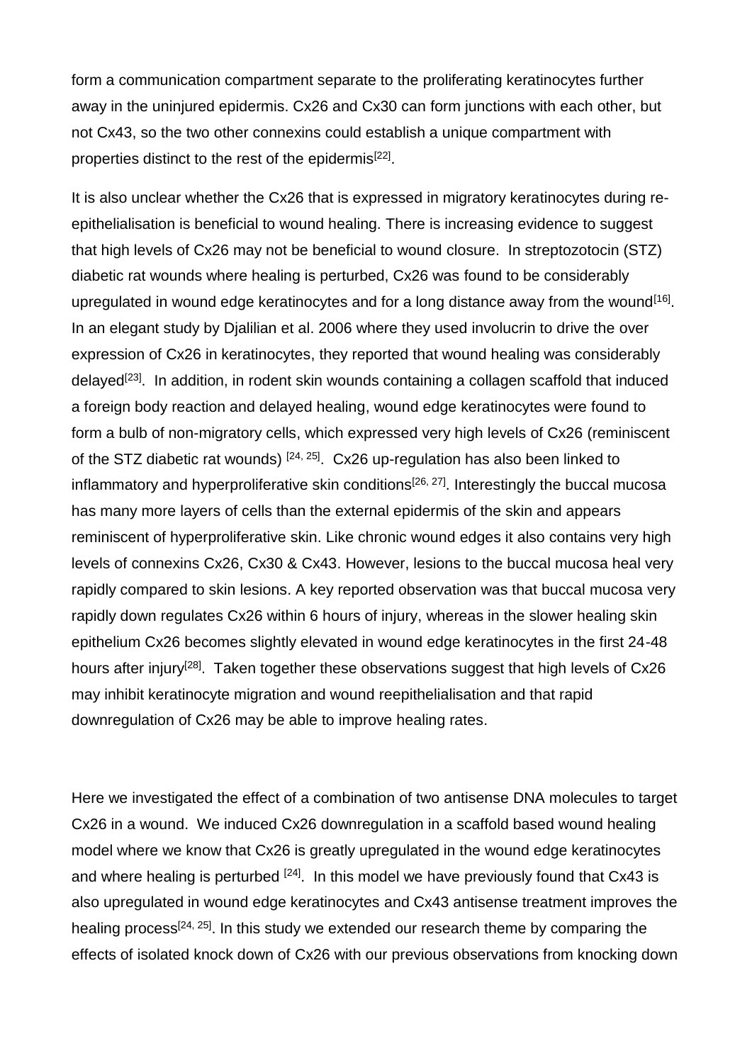form a communication compartment separate to the proliferating keratinocytes further away in the uninjured epidermis. Cx26 and Cx30 can form junctions with each other, but not Cx43, so the two other connexins could establish a unique compartment with properties distinct to the rest of the epidermis[22].

It is also unclear whether the Cx26 that is expressed in migratory keratinocytes during re-epithelialisation is beneficial to wound healing. There is increasing evidence to suggest that high levels of Cx26 may not be beneficial to wound closure. In streptozotocin (STZ) diabetic rat wounds where healing is perturbed, Cx26 was found to be considerably upregulated in wound edge keratinocytes and for a long distance away from the wound[16]. In an elegant study by Djalilian et al. 2006 where they used involucrin to drive the over expression of Cx26 in keratinocytes, they reported that wound healing was considerably delayed[23]. In addition, in rodent skin wounds containing a collagen scaffold that induced a foreign body reaction and delayed healing, wound edge keratinocytes were found to form a bulb of non-migratory cells, which expressed very high levels of Cx26 (reminiscent of the STZ diabetic rat wounds) [24, 25]. Cx26 up-regulation has also been linked to inflammatory and hyperproliferative skin conditions[26, 27]. Interestingly the buccal mucosa has many more layers of cells than the external epidermis of the skin and appears reminiscent of hyperproliferative skin. Like chronic wound edges it also contains very high levels of connexins Cx26, Cx30 & Cx43. However, lesions to the buccal mucosa heal very rapidly compared to skin lesions. A key reported observation was that buccal mucosa very rapidly down regulates Cx26 within 6 hours of injury, whereas in the slower healing skin epithelium Cx26 becomes slightly elevated in wound edge keratinocytes in the first 24-48 hours after injury[28]. Taken together these observations suggest that high levels of Cx26 may inhibit keratinocyte migration and wound reepithelialisation and that rapid downregulation of Cx26 may be able to improve healing rates.

Here we investigated the effect of a combination of two antisense DNA molecules to target Cx26 in a wound. We induced Cx26 downregulation in a scaffold based wound healing model where we know that Cx26 is greatly upregulated in the wound edge keratinocytes and where healing is perturbed [24]. In this model we have previously found that Cx43 is also upregulated in wound edge keratinocytes and Cx43 antisense treatment improves the healing process[24, 25]. In this study we extended our research theme by comparing the effects of isolated knock down of Cx26 with our previous observations from knocking down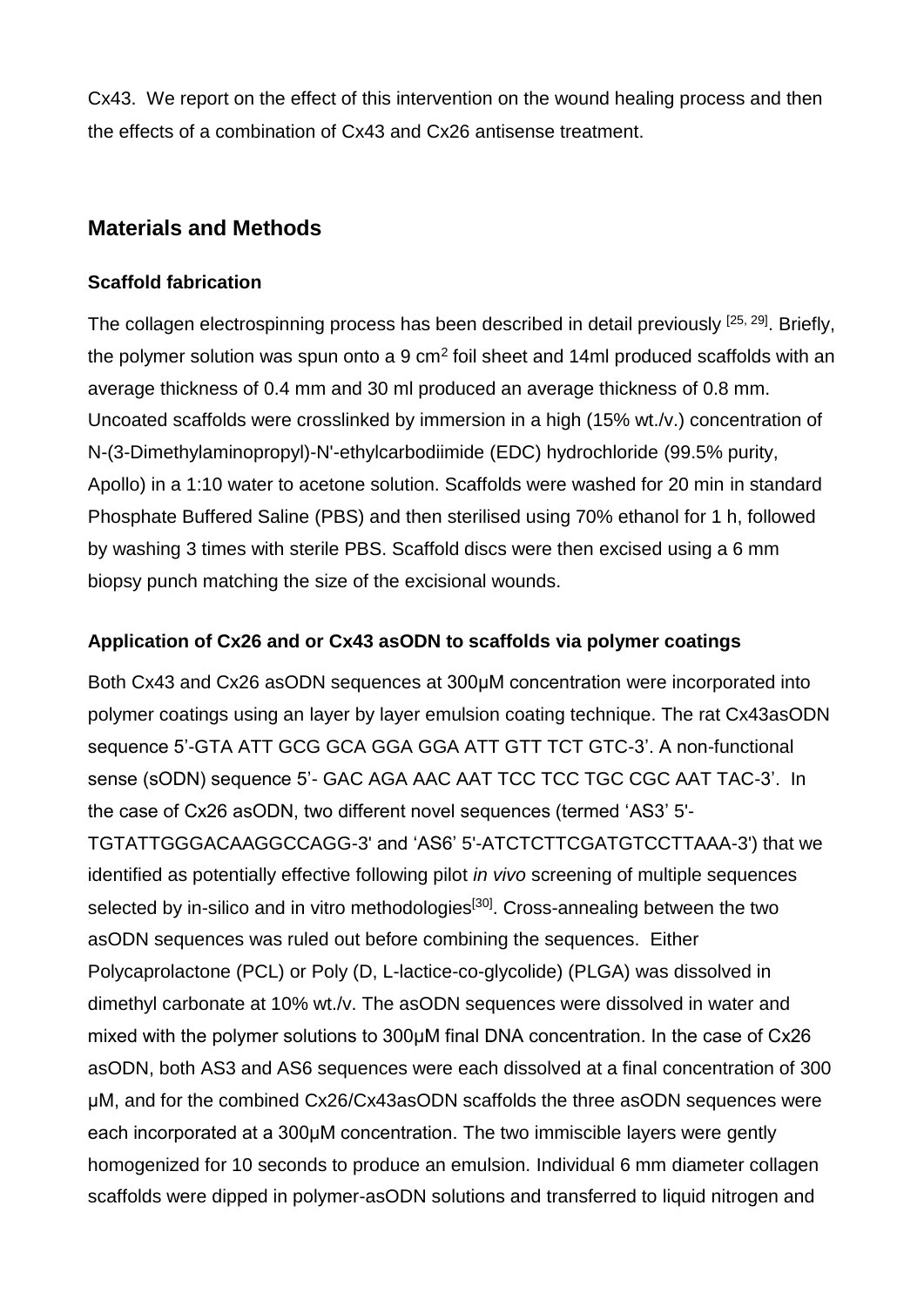Cx43. We report on the effect of this intervention on the wound healing process and then the effects of a combination of Cx43 and Cx26 antisense treatment.

## Materials and Methods

### Scaffold fabrication

The collagen electrospinning process has been described in detail previously [25, 29]. Briefly, the polymer solution was spun onto a 9 $cm^2$ foil sheet and 14ml produced scaffolds with an average thickness of 0.4 mm and 30 ml produced an average thickness of 0.8 mm. Uncoated scaffolds were crosslinked by immersion in a high (15% wt./v.) concentration of N-(3-Dimethylaminopropyl)-N'-ethylcarbodiimide (EDC) hydrochloride (99.5% purity, Apollo) in a 1:10 water to acetone solution. Scaffolds were washed for 20 min in standard Phosphate Buffered Saline (PBS) and then sterilised using 70% ethanol for 1 h, followed by washing 3 times with sterile PBS. Scaffold discs were then excised using a 6 mm biopsy punch matching the size of the excisional wounds.

### Application of Cx26 and or Cx43 asODN to scaffolds via polymer coatings

Both Cx43 and Cx26 asODN sequences at 300μM concentration were incorporated into polymer coatings using an layer by layer emulsion coating technique. The rat Cx43asODN sequence 5'-GTA ATT GCG GCA GGA GGA ATT GTT TCT GTC-3'. A non-functional sense (sODN) sequence 5'- GAC AGA AAC AAT TCC TCC TGC CGC AAT TAC-3'. In the case of Cx26 asODN, two different novel sequences (termed 'AS3' 5'-TGTATTGGGACAAGGCCAGG-3' and 'AS6' 5'-ATCTCTTCGATGTCCTTAAA-3') that we identified as potentially effective following pilot *in vivo* screening of multiple sequences selected by in-silico and in vitro methodologies[30]. Cross-annealing between the two asODN sequences was ruled out before combining the sequences. Either Polycaprolactone (PCL) or Poly (D, L-lactice-co-glycolide) (PLGA) was dissolved in dimethyl carbonate at 10% wt./v. The asODN sequences were dissolved in water and mixed with the polymer solutions to 300μM final DNA concentration. In the case of Cx26 asODN, both AS3 and AS6 sequences were each dissolved at a final concentration of 300 μM, and for the combined Cx26/Cx43asODN scaffolds the three asODN sequences were each incorporated at a 300μM concentration. The two immiscible layers were gently homogenized for 10 seconds to produce an emulsion. Individual 6 mm diameter collagen scaffolds were dipped in polymer-asODN solutions and transferred to liquid nitrogen and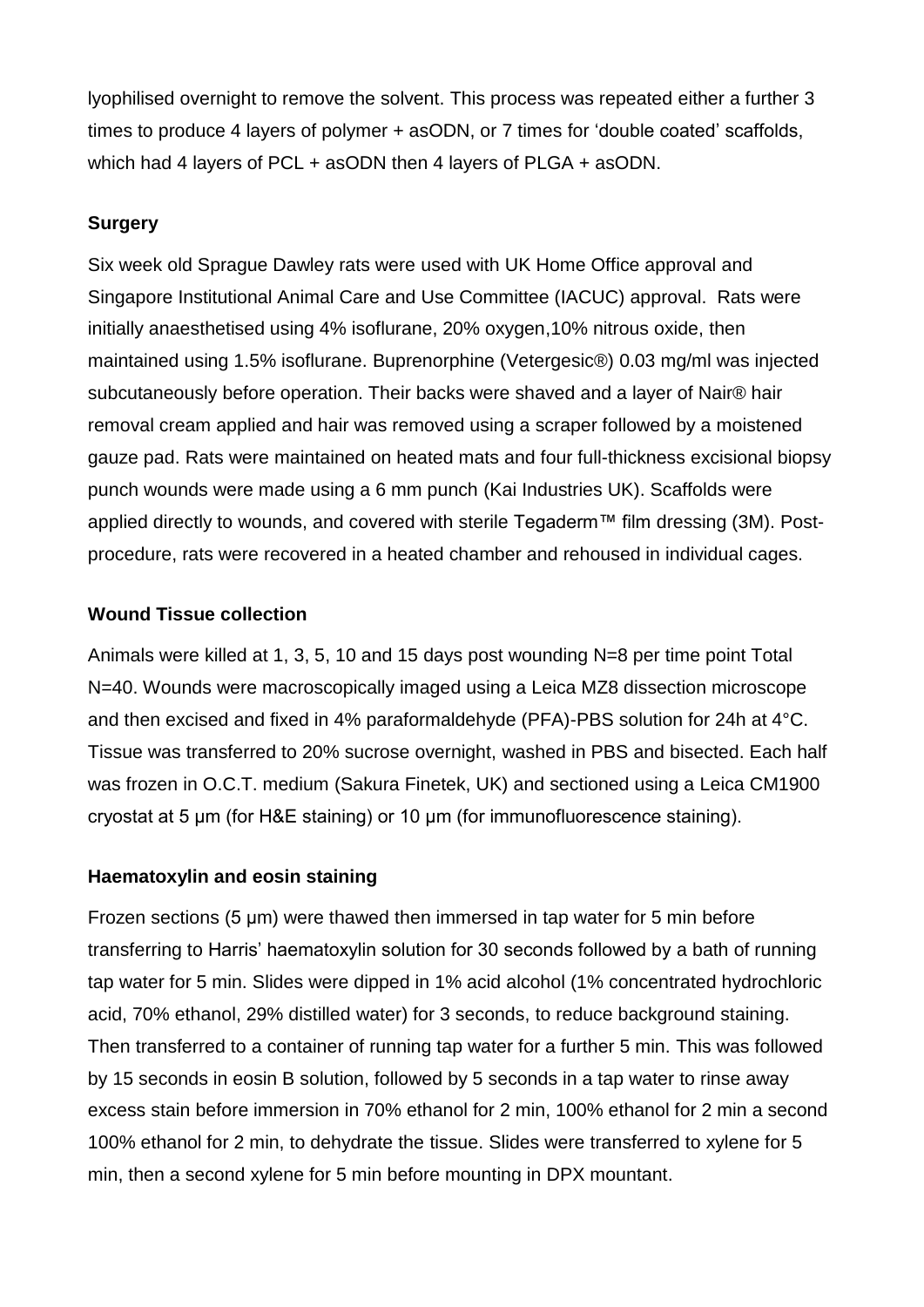lyophilised overnight to remove the solvent. This process was repeated either a further 3 times to produce 4 layers of polymer + asODN, or 7 times for 'double coated' scaffolds, which had 4 layers of PCL + asODN then 4 layers of PLGA + asODN.

**Surgery**

Six week old Sprague Dawley rats were used with UK Home Office approval and Singapore Institutional Animal Care and Use Committee (IACUC) approval. Rats were initially anaesthetised using 4% isoflurane, 20% oxygen,10% nitrous oxide, then maintained using 1.5% isoflurane. Buprenorphine (Vetergesic®) 0.03 mg/ml was injected subcutaneously before operation. Their backs were shaved and a layer of Nair® hair removal cream applied and hair was removed using a scraper followed by a moistened gauze pad. Rats were maintained on heated mats and four full-thickness excisional biopsy punch wounds were made using a 6 mm punch (Kai Industries UK). Scaffolds were applied directly to wounds, and covered with sterile Tegaderm™ film dressing (3M). Post-procedure, rats were recovered in a heated chamber and rehoused in individual cages.

**Wound Tissue collection**

Animals were killed at 1, 3, 5, 10 and 15 days post wounding N=8 per time point Total N=40. Wounds were macroscopically imaged using a Leica MZ8 dissection microscope and then excised and fixed in 4% paraformaldehyde (PFA)-PBS solution for 24h at 4°C. Tissue was transferred to 20% sucrose overnight, washed in PBS and bisected. Each half was frozen in O.C.T. medium (Sakura Finetek, UK) and sectioned using a Leica CM1900 cryostat at 5 μm (for H&E staining) or 10 μm (for immunofluorescence staining).

**Haematoxylin and eosin staining**

Frozen sections (5 μm) were thawed then immersed in tap water for 5 min before transferring to Harris' haematoxylin solution for 30 seconds followed by a bath of running tap water for 5 min. Slides were dipped in 1% acid alcohol (1% concentrated hydrochloric acid, 70% ethanol, 29% distilled water) for 3 seconds, to reduce background staining. Then transferred to a container of running tap water for a further 5 min. This was followed by 15 seconds in eosin B solution, followed by 5 seconds in a tap water to rinse away excess stain before immersion in 70% ethanol for 2 min, 100% ethanol for 2 min a second 100% ethanol for 2 min, to dehydrate the tissue. Slides were transferred to xylene for 5 min, then a second xylene for 5 min before mounting in DPX mountant.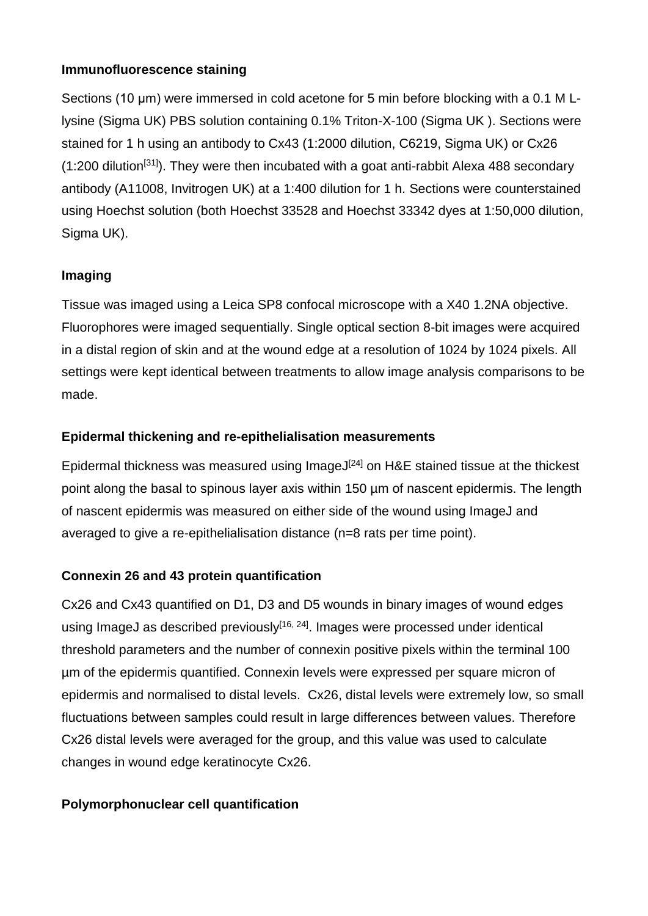**Immunofluorescence staining**

Sections (10 μm) were immersed in cold acetone for 5 min before blocking with a 0.1 M L-lysine (Sigma UK) PBS solution containing 0.1% Triton-X-100 (Sigma UK ). Sections were stained for 1 h using an antibody to Cx43 (1:2000 dilution, C6219, Sigma UK) or Cx26 (1:200 dilution[31]). They were then incubated with a goat anti-rabbit Alexa 488 secondary antibody (A11008, Invitrogen UK) at a 1:400 dilution for 1 h. Sections were counterstained using Hoechst solution (both Hoechst 33528 and Hoechst 33342 dyes at 1:50,000 dilution, Sigma UK).

**Imaging**

Tissue was imaged using a Leica SP8 confocal microscope with a X40 1.2NA objective. Fluorophores were imaged sequentially. Single optical section 8-bit images were acquired in a distal region of skin and at the wound edge at a resolution of 1024 by 1024 pixels. All settings were kept identical between treatments to allow image analysis comparisons to be made.

**Epidermal thickening and re-epithelialisation measurements**

Epidermal thickness was measured using ImageJ[24] on H&E stained tissue at the thickest point along the basal to spinous layer axis within 150 μm of nascent epidermis. The length of nascent epidermis was measured on either side of the wound using ImageJ and averaged to give a re-epithelialisation distance (n=8 rats per time point).

**Connexin 26 and 43 protein quantification**

Cx26 and Cx43 quantified on D1, D3 and D5 wounds in binary images of wound edges using ImageJ as described previously[16, 24]. Images were processed under identical threshold parameters and the number of connexin positive pixels within the terminal 100 μm of the epidermis quantified. Connexin levels were expressed per square micron of epidermis and normalised to distal levels. Cx26, distal levels were extremely low, so small fluctuations between samples could result in large differences between values. Therefore Cx26 distal levels were averaged for the group, and this value was used to calculate changes in wound edge keratinocyte Cx26.

**Polymorphonuclear cell quantification**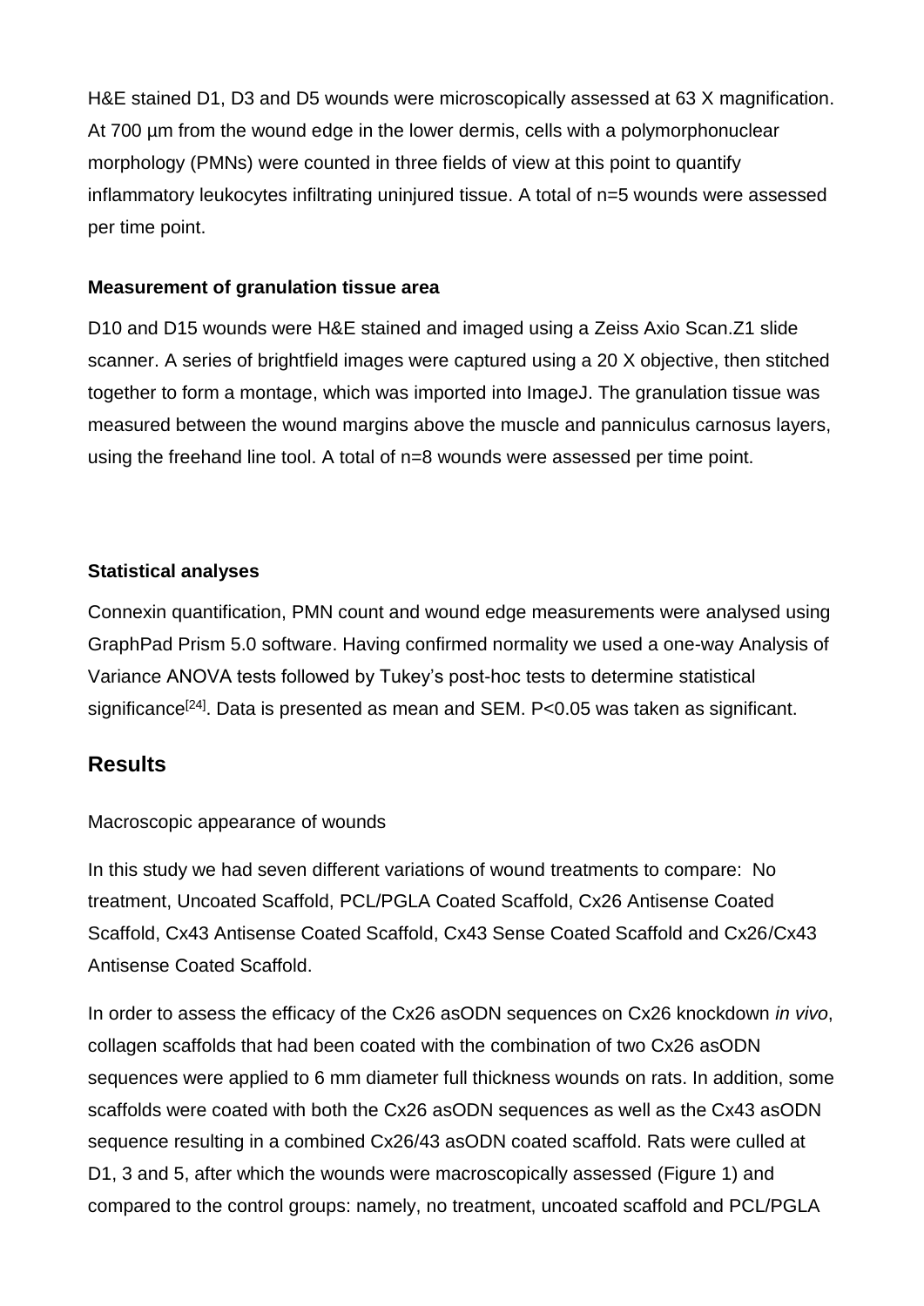H&E stained D1, D3 and D5 wounds were microscopically assessed at 63 X magnification. At 700 µm from the wound edge in the lower dermis, cells with a polymorphonuclear morphology (PMNs) were counted in three fields of view at this point to quantify inflammatory leukocytes infiltrating uninjured tissue. A total of n=5 wounds were assessed per time point.

### Measurement of granulation tissue area

D10 and D15 wounds were H&E stained and imaged using a Zeiss Axio Scan.Z1 slide scanner. A series of brightfield images were captured using a 20 X objective, then stitched together to form a montage, which was imported into ImageJ. The granulation tissue was measured between the wound margins above the muscle and panniculus carnosus layers, using the freehand line tool. A total of n=8 wounds were assessed per time point.

### Statistical analyses

Connexin quantification, PMN count and wound edge measurements were analysed using GraphPad Prism 5.0 software. Having confirmed normality we used a one-way Analysis of Variance ANOVA tests followed by Tukey's post-hoc tests to determine statistical significance[24]. Data is presented as mean and SEM. P<0.05 was taken as significant.

## Results

Macroscopic appearance of wounds

In this study we had seven different variations of wound treatments to compare: No treatment, Uncoated Scaffold, PCL/PGLA Coated Scaffold, Cx26 Antisense Coated Scaffold, Cx43 Antisense Coated Scaffold, Cx43 Sense Coated Scaffold and Cx26/Cx43 Antisense Coated Scaffold.

In order to assess the efficacy of the Cx26 asODN sequences on Cx26 knockdown *in vivo*, collagen scaffolds that had been coated with the combination of two Cx26 asODN sequences were applied to 6 mm diameter full thickness wounds on rats. In addition, some scaffolds were coated with both the Cx26 asODN sequences as well as the Cx43 asODN sequence resulting in a combined Cx26/43 asODN coated scaffold. Rats were culled at D1, 3 and 5, after which the wounds were macroscopically assessed (Figure 1) and compared to the control groups: namely, no treatment, uncoated scaffold and PCL/PGLA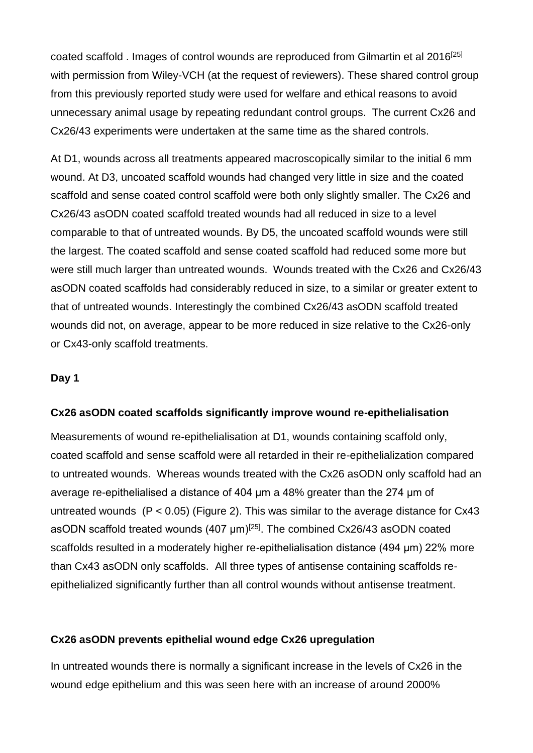coated scaffold . Images of control wounds are reproduced from Gilmartin et al 2016[25] with permission from Wiley-VCH (at the request of reviewers). These shared control group from this previously reported study were used for welfare and ethical reasons to avoid unnecessary animal usage by repeating redundant control groups. The current Cx26 and Cx26/43 experiments were undertaken at the same time as the shared controls.

At D1, wounds across all treatments appeared macroscopically similar to the initial 6 mm wound. At D3, uncoated scaffold wounds had changed very little in size and the coated scaffold and sense coated control scaffold were both only slightly smaller. The Cx26 and Cx26/43 asODN coated scaffold treated wounds had all reduced in size to a level comparable to that of untreated wounds. By D5, the uncoated scaffold wounds were still the largest. The coated scaffold and sense coated scaffold had reduced some more but were still much larger than untreated wounds. Wounds treated with the Cx26 and Cx26/43 asODN coated scaffolds had considerably reduced in size, to a similar or greater extent to that of untreated wounds. Interestingly the combined Cx26/43 asODN scaffold treated wounds did not, on average, appear to be more reduced in size relative to the Cx26-only or Cx43-only scaffold treatments.

**Day 1**

**Cx26 asODN coated scaffolds significantly improve wound re-epithelialisation**

Measurements of wound re-epithelialisation at D1, wounds containing scaffold only, coated scaffold and sense scaffold were all retarded in their re-epithelialization compared to untreated wounds. Whereas wounds treated with the Cx26 asODN only scaffold had an average re-epithelialised a distance of 404 µm a 48% greater than the 274 µm of untreated wounds ($P < 0.05$) (Figure 2). This was similar to the average distance for Cx43 asODN scaffold treated wounds (407 µm)[25]. The combined Cx26/43 asODN coated scaffolds resulted in a moderately higher re-epithelialisation distance (494 µm) 22% more than Cx43 asODN only scaffolds. All three types of antisense containing scaffolds re-epithelialized significantly further than all control wounds without antisense treatment.

**Cx26 asODN prevents epithelial wound edge Cx26 upregulation**

In untreated wounds there is normally a significant increase in the levels of Cx26 in the wound edge epithelium and this was seen here with an increase of around 2000%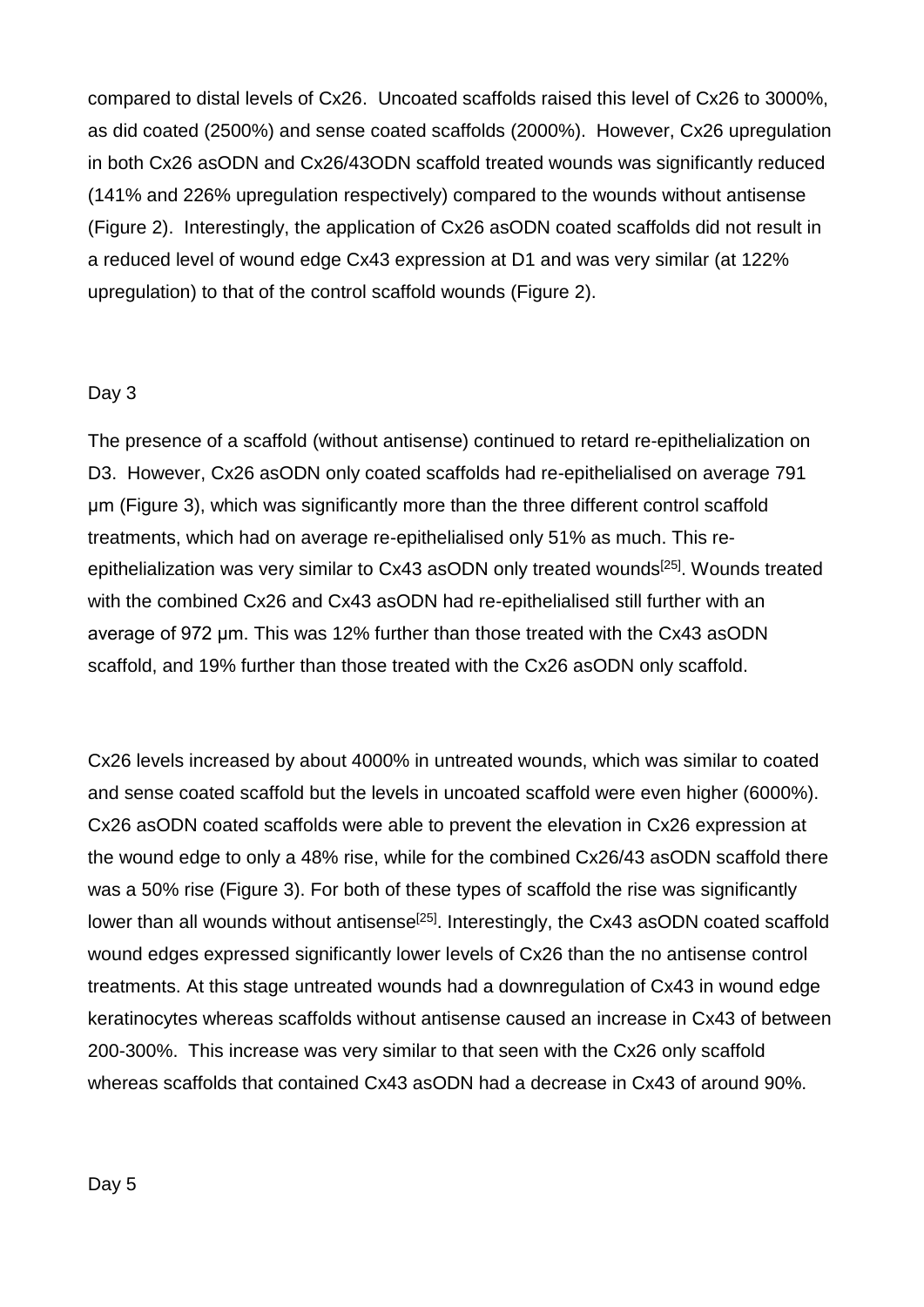compared to distal levels of Cx26. Uncoated scaffolds raised this level of Cx26 to 3000%, as did coated (2500%) and sense coated scaffolds (2000%). However, Cx26 upregulation in both Cx26 asODN and Cx26/43ODN scaffold treated wounds was significantly reduced (141% and 226% upregulation respectively) compared to the wounds without antisense (Figure 2). Interestingly, the application of Cx26 asODN coated scaffolds did not result in a reduced level of wound edge Cx43 expression at D1 and was very similar (at 122% upregulation) to that of the control scaffold wounds (Figure 2).

Day 3

The presence of a scaffold (without antisense) continued to retard re-epithelialization on D3. However, Cx26 asODN only coated scaffolds had re-epithelialised on average 791 μm (Figure 3), which was significantly more than the three different control scaffold treatments, which had on average re-epithelialised only 51% as much. This re-epithelialization was very similar to Cx43 asODN only treated wounds[25]. Wounds treated with the combined Cx26 and Cx43 asODN had re-epithelialised still further with an average of 972 μm. This was 12% further than those treated with the Cx43 asODN scaffold, and 19% further than those treated with the Cx26 asODN only scaffold.

Cx26 levels increased by about 4000% in untreated wounds, which was similar to coated and sense coated scaffold but the levels in uncoated scaffold were even higher (6000%). Cx26 asODN coated scaffolds were able to prevent the elevation in Cx26 expression at the wound edge to only a 48% rise, while for the combined Cx26/43 asODN scaffold there was a 50% rise (Figure 3). For both of these types of scaffold the rise was significantly lower than all wounds without antisense[25]. Interestingly, the Cx43 asODN coated scaffold wound edges expressed significantly lower levels of Cx26 than the no antisense control treatments. At this stage untreated wounds had a downregulation of Cx43 in wound edge keratinocytes whereas scaffolds without antisense caused an increase in Cx43 of between 200-300%. This increase was very similar to that seen with the Cx26 only scaffold whereas scaffolds that contained Cx43 asODN had a decrease in Cx43 of around 90%.

Day 5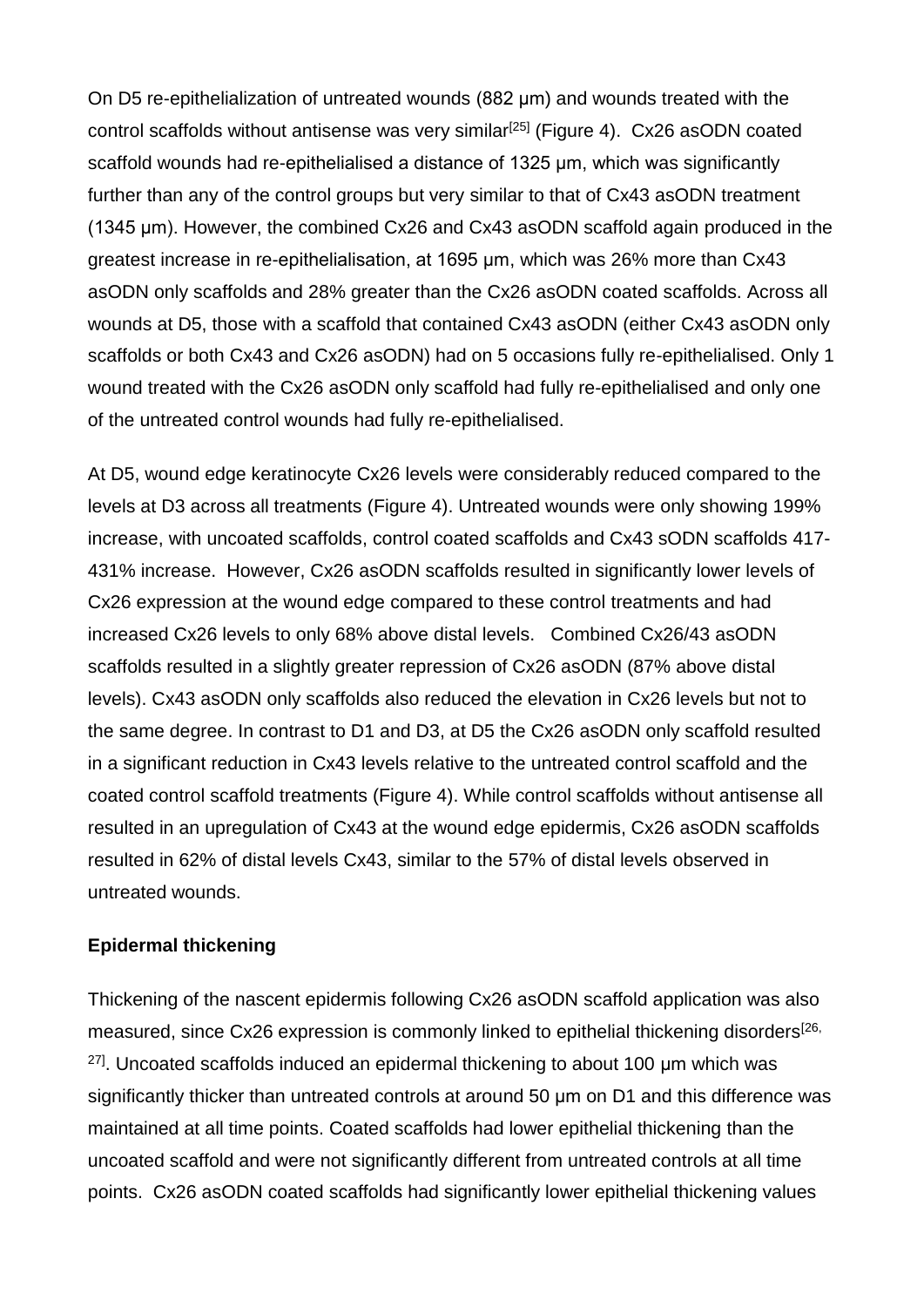On D5 re-epithelialization of untreated wounds (882 μm) and wounds treated with the control scaffolds without antisense was very similar[25] (Figure 4). Cx26 asODN coated scaffold wounds had re-epithelialised a distance of 1325 μm, which was significantly further than any of the control groups but very similar to that of Cx43 asODN treatment (1345 μm). However, the combined Cx26 and Cx43 asODN scaffold again produced in the greatest increase in re-epithelialisation, at 1695 μm, which was 26% more than Cx43 asODN only scaffolds and 28% greater than the Cx26 asODN coated scaffolds. Across all wounds at D5, those with a scaffold that contained Cx43 asODN (either Cx43 asODN only scaffolds or both Cx43 and Cx26 asODN) had on 5 occasions fully re-epithelialised. Only 1 wound treated with the Cx26 asODN only scaffold had fully re-epithelialised and only one of the untreated control wounds had fully re-epithelialised.

At D5, wound edge keratinocyte Cx26 levels were considerably reduced compared to the levels at D3 across all treatments (Figure 4). Untreated wounds were only showing 199% increase, with uncoated scaffolds, control coated scaffolds and Cx43 sODN scaffolds 417-431% increase. However, Cx26 asODN scaffolds resulted in significantly lower levels of Cx26 expression at the wound edge compared to these control treatments and had increased Cx26 levels to only 68% above distal levels. Combined Cx26/43 asODN scaffolds resulted in a slightly greater repression of Cx26 asODN (87% above distal levels). Cx43 asODN only scaffolds also reduced the elevation in Cx26 levels but not to the same degree. In contrast to D1 and D3, at D5 the Cx26 asODN only scaffold resulted in a significant reduction in Cx43 levels relative to the untreated control scaffold and the coated control scaffold treatments (Figure 4). While control scaffolds without antisense all resulted in an upregulation of Cx43 at the wound edge epidermis, Cx26 asODN scaffolds resulted in 62% of distal levels Cx43, similar to the 57% of distal levels observed in untreated wounds.

**Epidermal thickening**

Thickening of the nascent epidermis following Cx26 asODN scaffold application was also measured, since Cx26 expression is commonly linked to epithelial thickening disorders[26, 27]. Uncoated scaffolds induced an epidermal thickening to about 100 μm which was significantly thicker than untreated controls at around 50 μm on D1 and this difference was maintained at all time points. Coated scaffolds had lower epithelial thickening than the uncoated scaffold and were not significantly different from untreated controls at all time points. Cx26 asODN coated scaffolds had significantly lower epithelial thickening values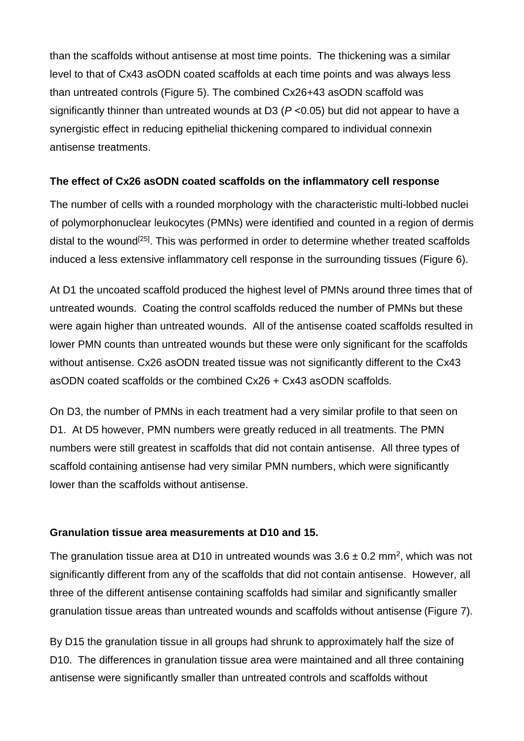than the scaffolds without antisense at most time points. The thickening was a similar level to that of Cx43 asODN coated scaffolds at each time points and was always less than untreated controls (Figure 5). The combined Cx26+43 asODN scaffold was significantly thinner than untreated wounds at D3 ($P$ <0.05) but did not appear to have a synergistic effect in reducing epithelial thickening compared to individual connexin antisense treatments.

**The effect of Cx26 asODN coated scaffolds on the inflammatory cell response**

The number of cells with a rounded morphology with the characteristic multi-lobbed nuclei of polymorphonuclear leukocytes (PMNs) were identified and counted in a region of dermis distal to the wound[25]. This was performed in order to determine whether treated scaffolds induced a less extensive inflammatory cell response in the surrounding tissues (Figure 6).

At D1 the uncoated scaffold produced the highest level of PMNs around three times that of untreated wounds. Coating the control scaffolds reduced the number of PMNs but these were again higher than untreated wounds. All of the antisense coated scaffolds resulted in lower PMN counts than untreated wounds but these were only significant for the scaffolds without antisense. Cx26 asODN treated tissue was not significantly different to the Cx43 asODN coated scaffolds or the combined Cx26 + Cx43 asODN scaffolds.

On D3, the number of PMNs in each treatment had a very similar profile to that seen on D1. At D5 however, PMN numbers were greatly reduced in all treatments. The PMN numbers were still greatest in scaffolds that did not contain antisense. All three types of scaffold containing antisense had very similar PMN numbers, which were significantly lower than the scaffolds without antisense.

**Granulation tissue area measurements at D10 and 15.**

The granulation tissue area at D10 in untreated wounds was $3.6 \pm 0.2$ mm$^2$, which was not significantly different from any of the scaffolds that did not contain antisense. However, all three of the different antisense containing scaffolds had similar and significantly smaller granulation tissue areas than untreated wounds and scaffolds without antisense (Figure 7).

By D15 the granulation tissue in all groups had shrunk to approximately half the size of D10. The differences in granulation tissue area were maintained and all three containing antisense were significantly smaller than untreated controls and scaffolds without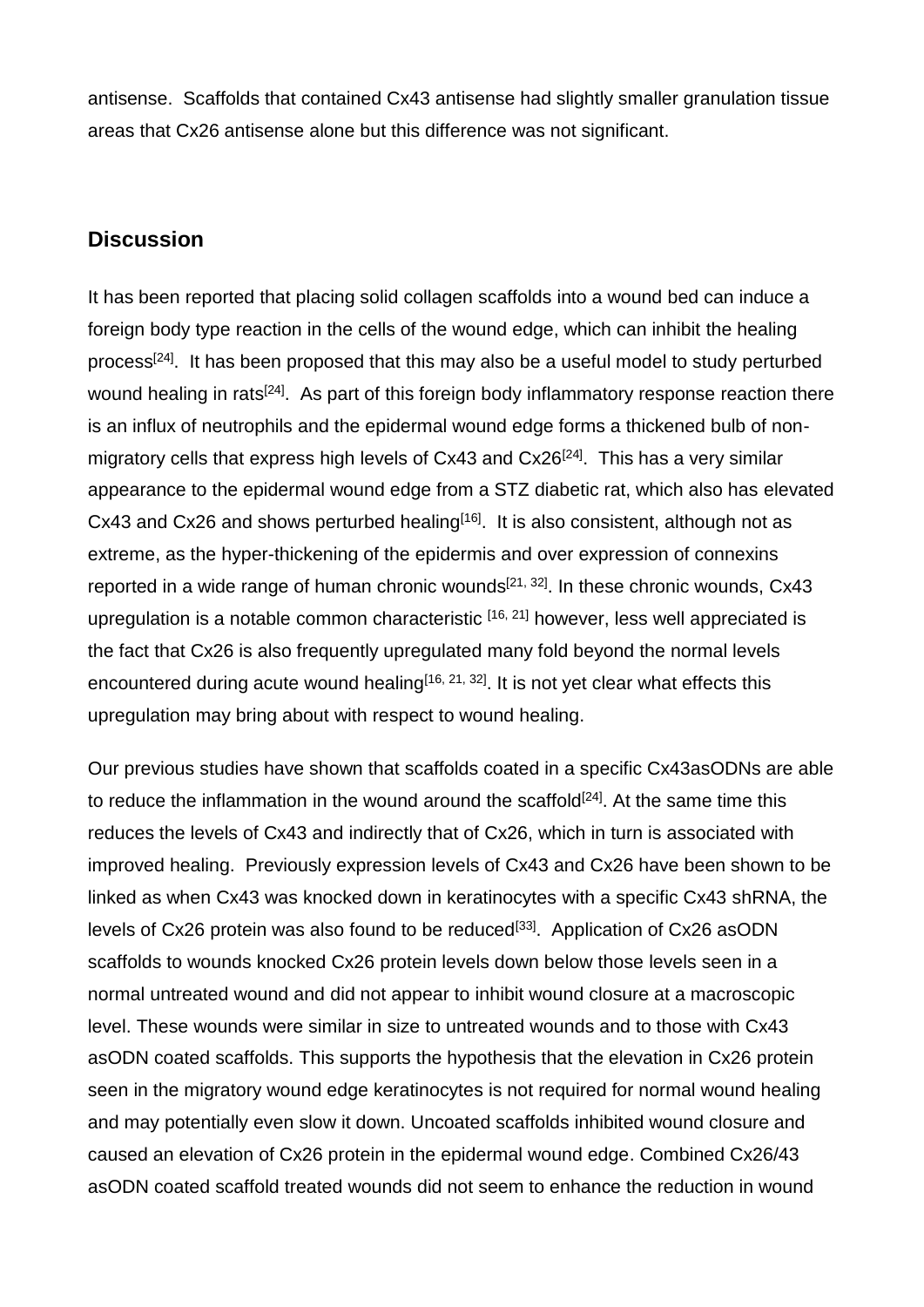antisense. Scaffolds that contained Cx43 antisense had slightly smaller granulation tissue areas that Cx26 antisense alone but this difference was not significant.

## Discussion

It has been reported that placing solid collagen scaffolds into a wound bed can induce a foreign body type reaction in the cells of the wound edge, which can inhibit the healing process[24]. It has been proposed that this may also be a useful model to study perturbed wound healing in rats[24]. As part of this foreign body inflammatory response reaction there is an influx of neutrophils and the epidermal wound edge forms a thickened bulb of non-migratory cells that express high levels of Cx43 and Cx26[24]. This has a very similar appearance to the epidermal wound edge from a STZ diabetic rat, which also has elevated Cx43 and Cx26 and shows perturbed healing[16]. It is also consistent, although not as extreme, as the hyper-thickening of the epidermis and over expression of connexins reported in a wide range of human chronic wounds[21, 32]. In these chronic wounds, Cx43 upregulation is a notable common characteristic [16, 21] however, less well appreciated is the fact that Cx26 is also frequently upregulated many fold beyond the normal levels encountered during acute wound healing[16, 21, 32]. It is not yet clear what effects this upregulation may bring about with respect to wound healing.

Our previous studies have shown that scaffolds coated in a specific Cx43asODNs are able to reduce the inflammation in the wound around the scaffold[24]. At the same time this reduces the levels of Cx43 and indirectly that of Cx26, which in turn is associated with improved healing. Previously expression levels of Cx43 and Cx26 have been shown to be linked as when Cx43 was knocked down in keratinocytes with a specific Cx43 shRNA, the levels of Cx26 protein was also found to be reduced[33]. Application of Cx26 asODN scaffolds to wounds knocked Cx26 protein levels down below those levels seen in a normal untreated wound and did not appear to inhibit wound closure at a macroscopic level. These wounds were similar in size to untreated wounds and to those with Cx43 asODN coated scaffolds. This supports the hypothesis that the elevation in Cx26 protein seen in the migratory wound edge keratinocytes is not required for normal wound healing and may potentially even slow it down. Uncoated scaffolds inhibited wound closure and caused an elevation of Cx26 protein in the epidermal wound edge. Combined Cx26/43 asODN coated scaffold treated wounds did not seem to enhance the reduction in wound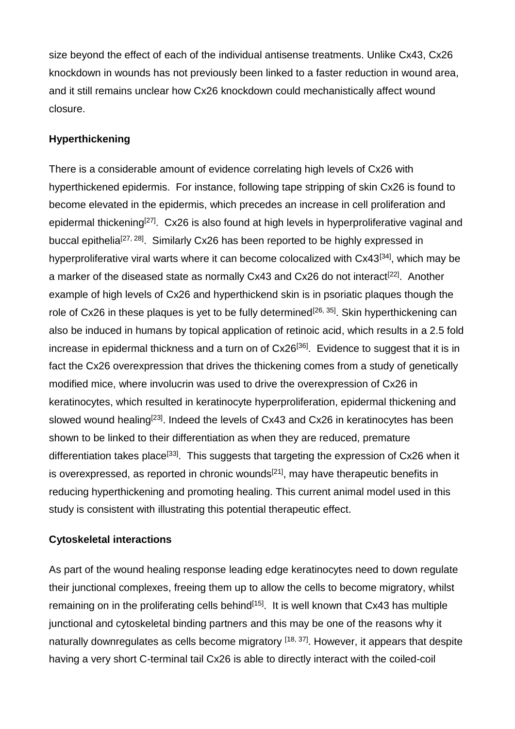size beyond the effect of each of the individual antisense treatments. Unlike Cx43, Cx26 knockdown in wounds has not previously been linked to a faster reduction in wound area, and it still remains unclear how Cx26 knockdown could mechanistically affect wound closure.

**Hyperthickening**

There is a considerable amount of evidence correlating high levels of Cx26 with hyperthickened epidermis. For instance, following tape stripping of skin Cx26 is found to become elevated in the epidermis, which precedes an increase in cell proliferation and epidermal thickening[27]. Cx26 is also found at high levels in hyperproliferative vaginal and buccal epithelia[27, 28]. Similarly Cx26 has been reported to be highly expressed in hyperproliferative viral warts where it can become colocalized with Cx43[34], which may be a marker of the diseased state as normally Cx43 and Cx26 do not interact[22]. Another example of high levels of Cx26 and hyperthickend skin is in psoriatic plaques though the role of Cx26 in these plaques is yet to be fully determined[26, 35]. Skin hyperthickening can also be induced in humans by topical application of retinoic acid, which results in a 2.5 fold increase in epidermal thickness and a turn on of Cx26[36]. Evidence to suggest that it is in fact the Cx26 overexpression that drives the thickening comes from a study of genetically modified mice, where involucrin was used to drive the overexpression of Cx26 in keratinocytes, which resulted in keratinocyte hyperproliferation, epidermal thickening and slowed wound healing[23]. Indeed the levels of Cx43 and Cx26 in keratinocytes has been shown to be linked to their differentiation as when they are reduced, premature differentiation takes place[33]. This suggests that targeting the expression of Cx26 when it is overexpressed, as reported in chronic wounds[21], may have therapeutic benefits in reducing hyperthickening and promoting healing. This current animal model used in this study is consistent with illustrating this potential therapeutic effect.

**Cytoskeletal interactions**

As part of the wound healing response leading edge keratinocytes need to down regulate their junctional complexes, freeing them up to allow the cells to become migratory, whilst remaining on in the proliferating cells behind[15]. It is well known that Cx43 has multiple junctional and cytoskeletal binding partners and this may be one of the reasons why it naturally downregulates as cells become migratory [18, 37]. However, it appears that despite having a very short C-terminal tail Cx26 is able to directly interact with the coiled-coil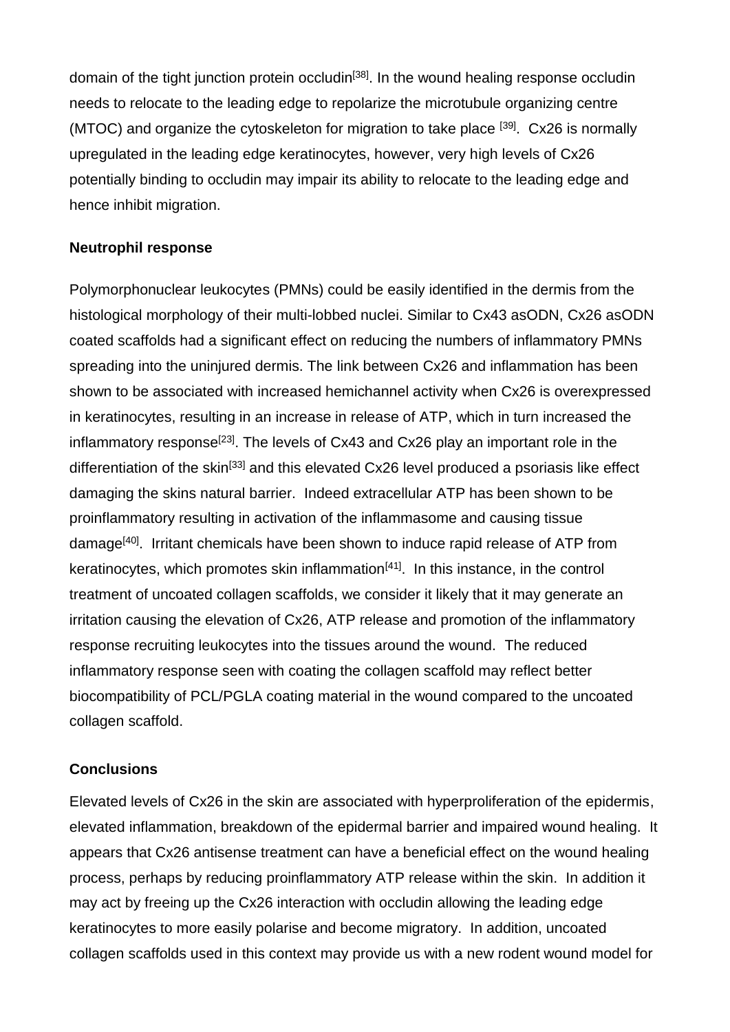domain of the tight junction protein occludin[38]. In the wound healing response occludin needs to relocate to the leading edge to repolarize the microtubule organizing centre (MTOC) and organize the cytoskeleton for migration to take place [39]. Cx26 is normally upregulated in the leading edge keratinocytes, however, very high levels of Cx26 potentially binding to occludin may impair its ability to relocate to the leading edge and hence inhibit migration.

**Neutrophil response**

Polymorphonuclear leukocytes (PMNs) could be easily identified in the dermis from the histological morphology of their multi-lobbed nuclei. Similar to Cx43 asODN, Cx26 asODN coated scaffolds had a significant effect on reducing the numbers of inflammatory PMNs spreading into the uninjured dermis. The link between Cx26 and inflammation has been shown to be associated with increased hemichannel activity when Cx26 is overexpressed in keratinocytes, resulting in an increase in release of ATP, which in turn increased the inflammatory response[23]. The levels of Cx43 and Cx26 play an important role in the differentiation of the skin[33] and this elevated Cx26 level produced a psoriasis like effect damaging the skins natural barrier. Indeed extracellular ATP has been shown to be proinflammatory resulting in activation of the inflammasome and causing tissue damage[40]. Irritant chemicals have been shown to induce rapid release of ATP from keratinocytes, which promotes skin inflammation[41]. In this instance, in the control treatment of uncoated collagen scaffolds, we consider it likely that it may generate an irritation causing the elevation of Cx26, ATP release and promotion of the inflammatory response recruiting leukocytes into the tissues around the wound. The reduced inflammatory response seen with coating the collagen scaffold may reflect better biocompatibility of PCL/PGLA coating material in the wound compared to the uncoated collagen scaffold.

**Conclusions**

Elevated levels of Cx26 in the skin are associated with hyperproliferation of the epidermis, elevated inflammation, breakdown of the epidermal barrier and impaired wound healing. It appears that Cx26 antisense treatment can have a beneficial effect on the wound healing process, perhaps by reducing proinflammatory ATP release within the skin. In addition it may act by freeing up the Cx26 interaction with occludin allowing the leading edge keratinocytes to more easily polarise and become migratory. In addition, uncoated collagen scaffolds used in this context may provide us with a new rodent wound model for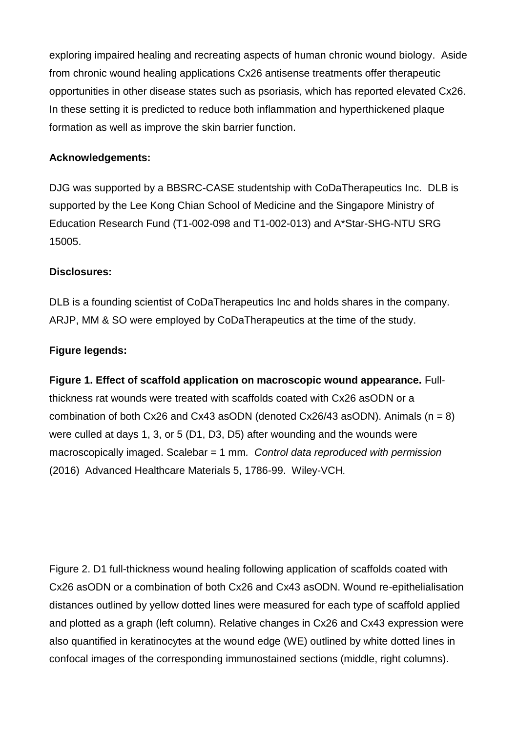exploring impaired healing and recreating aspects of human chronic wound biology. Aside from chronic wound healing applications Cx26 antisense treatments offer therapeutic opportunities in other disease states such as psoriasis, which has reported elevated Cx26. In these setting it is predicted to reduce both inflammation and hyperthickened plaque formation as well as improve the skin barrier function.

**Acknowledgements:**

DJG was supported by a BBSRC-CASE studentship with CoDaTherapeutics Inc. DLB is supported by the Lee Kong Chian School of Medicine and the Singapore Ministry of Education Research Fund (T1-002-098 and T1-002-013) and A*Star-SHG-NTU SRG 15005.

**Disclosures:**

DLB is a founding scientist of CoDaTherapeutics Inc and holds shares in the company. ARJP, MM & SO were employed by CoDaTherapeutics at the time of the study.

**Figure legends:**

**Figure 1. Effect of scaffold application on macroscopic wound appearance.** Full-thickness rat wounds were treated with scaffolds coated with Cx26 asODN or a combination of both Cx26 and Cx43 asODN (denoted Cx26/43 asODN). Animals (n = 8) were culled at days 1, 3, or 5 (D1, D3, D5) after wounding and the wounds were macroscopically imaged. Scalebar = 1 mm. *Control data reproduced with permission* (2016) Advanced Healthcare Materials 5, 1786-99. Wiley-VCH.

Figure 2. D1 full-thickness wound healing following application of scaffolds coated with Cx26 asODN or a combination of both Cx26 and Cx43 asODN. Wound re-epithelialisation distances outlined by yellow dotted lines were measured for each type of scaffold applied and plotted as a graph (left column). Relative changes in Cx26 and Cx43 expression were also quantified in keratinocytes at the wound edge (WE) outlined by white dotted lines in confocal images of the corresponding immunostained sections (middle, right columns).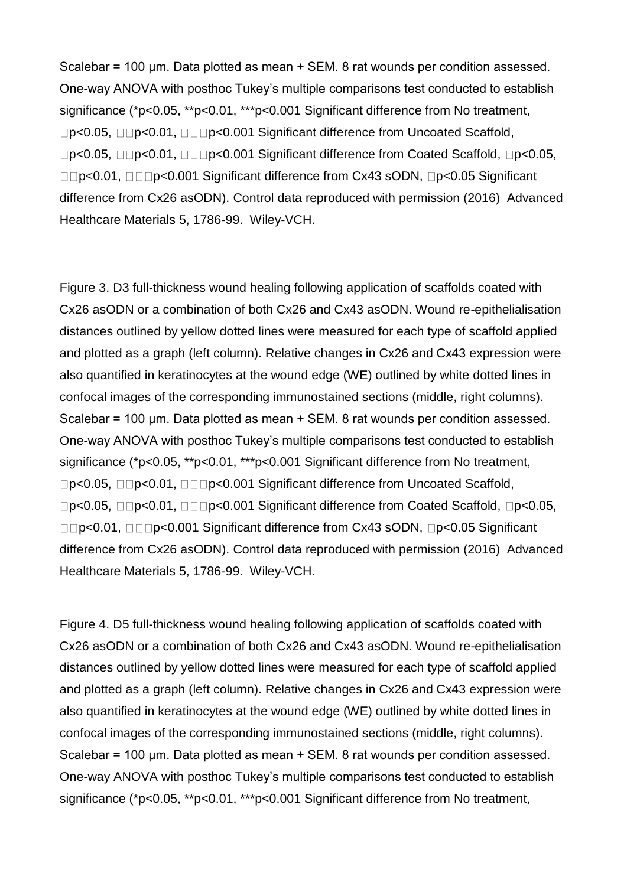Scalebar = 100 μm. Data plotted as mean + SEM. 8 rat wounds per condition assessed. One-way ANOVA with posthoc Tukey's multiple comparisons test conducted to establish significance (*$p<0.05$, **$p<0.01$, ***$p<0.001$ Significant difference from No treatment, □$p<0.05$, □□$p<0.01$, □□□$p<0.001$ Significant difference from Uncoated Scaffold, □$p<0.05$, □□$p<0.01$, □□□$p<0.001$ Significant difference from Coated Scaffold, □$p<0.05$, □□$p<0.01$, □□□$p<0.001$ Significant difference from Cx43 sODN, □$p<0.05$ Significant difference from Cx26 asODN). Control data reproduced with permission (2016) Advanced Healthcare Materials 5, 1786-99. Wiley-VCH.

Figure 3. D3 full-thickness wound healing following application of scaffolds coated with Cx26 asODN or a combination of both Cx26 and Cx43 asODN. Wound re-epithelialisation distances outlined by yellow dotted lines were measured for each type of scaffold applied and plotted as a graph (left column). Relative changes in Cx26 and Cx43 expression were also quantified in keratinocytes at the wound edge (WE) outlined by white dotted lines in confocal images of the corresponding immunostained sections (middle, right columns). Scalebar = 100 μm. Data plotted as mean + SEM. 8 rat wounds per condition assessed. One-way ANOVA with posthoc Tukey's multiple comparisons test conducted to establish significance (*$p<0.05$, **$p<0.01$, ***$p<0.001$ Significant difference from No treatment, □$p<0.05$, □□$p<0.01$, □□□$p<0.001$ Significant difference from Uncoated Scaffold, □$p<0.05$, □□$p<0.01$, □□□$p<0.001$ Significant difference from Coated Scaffold, □$p<0.05$, □□$p<0.01$, □□□$p<0.001$ Significant difference from Cx43 sODN, □$p<0.05$ Significant difference from Cx26 asODN). Control data reproduced with permission (2016) Advanced Healthcare Materials 5, 1786-99. Wiley-VCH.

Figure 4. D5 full-thickness wound healing following application of scaffolds coated with Cx26 asODN or a combination of both Cx26 and Cx43 asODN. Wound re-epithelialisation distances outlined by yellow dotted lines were measured for each type of scaffold applied and plotted as a graph (left column). Relative changes in Cx26 and Cx43 expression were also quantified in keratinocytes at the wound edge (WE) outlined by white dotted lines in confocal images of the corresponding immunostained sections (middle, right columns). Scalebar = 100 μm. Data plotted as mean + SEM. 8 rat wounds per condition assessed. One-way ANOVA with posthoc Tukey's multiple comparisons test conducted to establish significance (*$p<0.05$, **$p<0.01$, ***$p<0.001$ Significant difference from No treatment,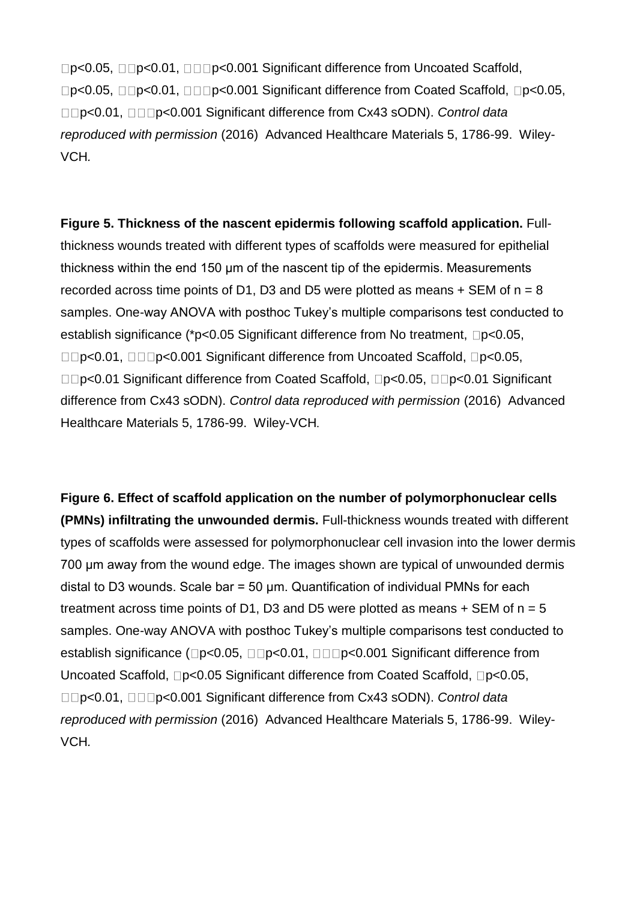□p<0.05, □□p<0.01, □□□p<0.001 Significant difference from Uncoated Scaffold, □p<0.05, □□p<0.01, □□□p<0.001 Significant difference from Coated Scaffold, □p<0.05, □□p<0.01, □□□p<0.001 Significant difference from Cx43 sODN). *Control data reproduced with permission* (2016) Advanced Healthcare Materials 5, 1786-99. Wiley-VCH.

**Figure 5. Thickness of the nascent epidermis following scaffold application.** Full-thickness wounds treated with different types of scaffolds were measured for epithelial thickness within the end 150 μm of the nascent tip of the epidermis. Measurements recorded across time points of D1, D3 and D5 were plotted as means + SEM of n = 8 samples. One-way ANOVA with posthoc Tukey's multiple comparisons test conducted to establish significance (*p<0.05 Significant difference from No treatment, □p<0.05, □□p<0.01, □□□p<0.001 Significant difference from Uncoated Scaffold, □p<0.05, □□p<0.01 Significant difference from Coated Scaffold, □p<0.05, □□p<0.01 Significant difference from Cx43 sODN). *Control data reproduced with permission* (2016) Advanced Healthcare Materials 5, 1786-99. Wiley-VCH.

**Figure 6. Effect of scaffold application on the number of polymorphonuclear cells (PMNs) infiltrating the unwounded dermis.** Full-thickness wounds treated with different types of scaffolds were assessed for polymorphonuclear cell invasion into the lower dermis 700 μm away from the wound edge. The images shown are typical of unwounded dermis distal to D3 wounds. Scale bar = 50 μm. Quantification of individual PMNs for each treatment across time points of D1, D3 and D5 were plotted as means + SEM of n = 5 samples. One-way ANOVA with posthoc Tukey's multiple comparisons test conducted to establish significance (□p<0.05, □□p<0.01, □□□p<0.001 Significant difference from Uncoated Scaffold, □p<0.05 Significant difference from Coated Scaffold, □p<0.05, □□p<0.01, □□□p<0.001 Significant difference from Cx43 sODN). *Control data reproduced with permission* (2016) Advanced Healthcare Materials 5, 1786-99. Wiley-VCH.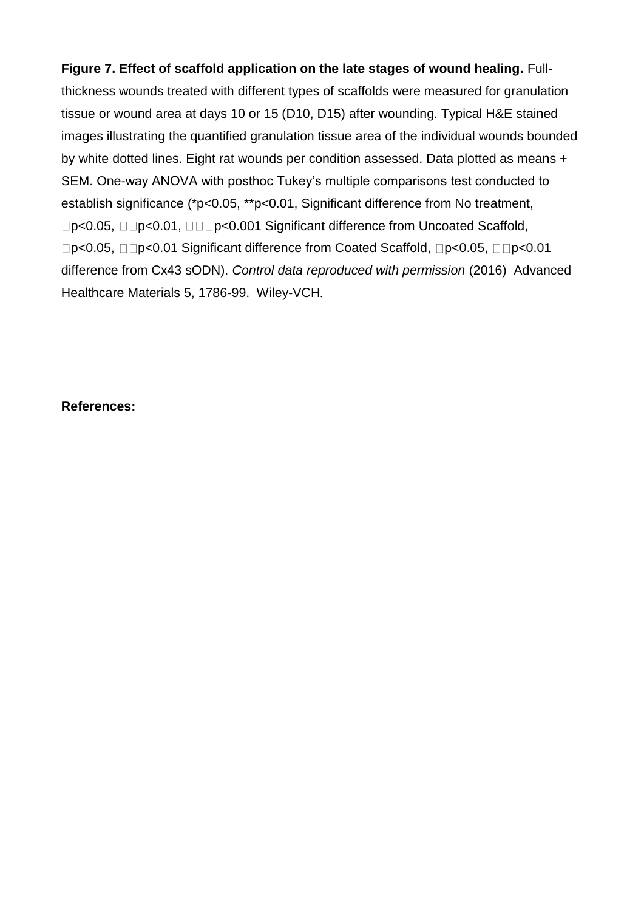**Figure 7. Effect of scaffold application on the late stages of wound healing.** Full-thickness wounds treated with different types of scaffolds were measured for granulation tissue or wound area at days 10 or 15 (D10, D15) after wounding. Typical H&E stained images illustrating the quantified granulation tissue area of the individual wounds bounded by white dotted lines. Eight rat wounds per condition assessed. Data plotted as means + SEM. One-way ANOVA with posthoc Tukey's multiple comparisons test conducted to establish significance (*p<0.05, **p<0.01, Significant difference from No treatment, □p<0.05, □□p<0.01, □□□p<0.001 Significant difference from Uncoated Scaffold, □p<0.05, □□p<0.01 Significant difference from Coated Scaffold, □p<0.05, □□p<0.01 difference from Cx43 sODN). *Control data reproduced with permission* (2016) Advanced Healthcare Materials 5, 1786-99. Wiley-VCH.

**References:**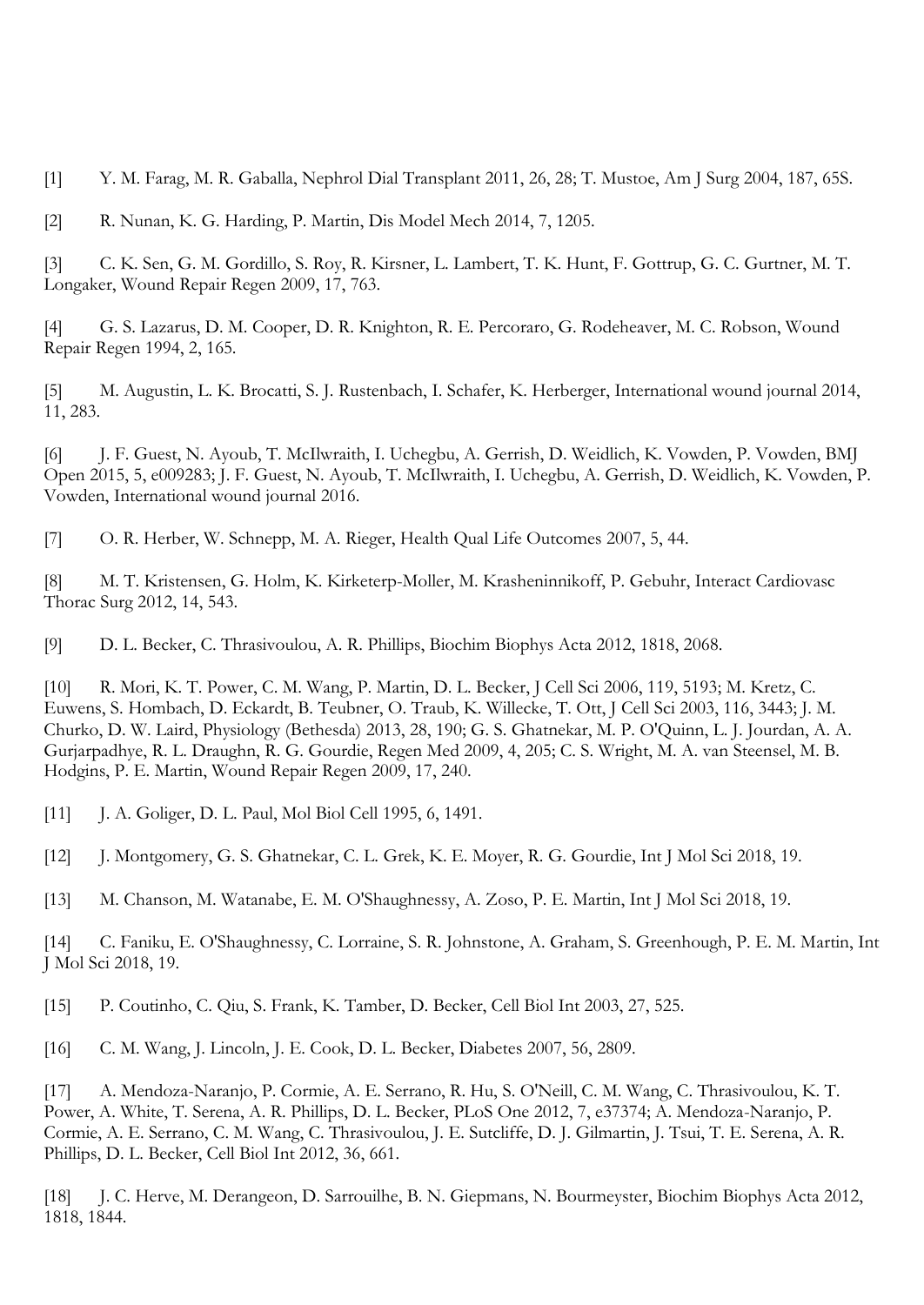[1] Y. M. Farag, M. R. Gaballa, Nephrol Dial Transplant 2011, 26, 28; T. Mustoe, Am J Surg 2004, 187, 65S.

[2] R. Nunan, K. G. Harding, P. Martin, Dis Model Mech 2014, 7, 1205.

[3] C. K. Sen, G. M. Gordillo, S. Roy, R. Kirsner, L. Lambert, T. K. Hunt, F. Gottrup, G. C. Gurtner, M. T. Longaker, Wound Repair Regen 2009, 17, 763.

[4] G. S. Lazarus, D. M. Cooper, D. R. Knighton, R. E. Percoraro, G. Rodeheaver, M. C. Robson, Wound Repair Regen 1994, 2, 165.

[5] M. Augustin, L. K. Brocatti, S. J. Rustenbach, I. Schafer, K. Herberger, International wound journal 2014, 11, 283.

[6] J. F. Guest, N. Ayoub, T. McIlwraith, I. Uchegbu, A. Gerrish, D. Weidlich, K. Vowden, P. Vowden, BMJ Open 2015, 5, e009283; J. F. Guest, N. Ayoub, T. McIlwraith, I. Uchegbu, A. Gerrish, D. Weidlich, K. Vowden, P. Vowden, International wound journal 2016.

[7] O. R. Herber, W. Schnepp, M. A. Rieger, Health Qual Life Outcomes 2007, 5, 44.

[8] M. T. Kristensen, G. Holm, K. Kirketerp-Moller, M. Krasheninnikoff, P. Gebuhr, Interact Cardiovasc Thorac Surg 2012, 14, 543.

[9] D. L. Becker, C. Thrasivoulou, A. R. Phillips, Biochim Biophys Acta 2012, 1818, 2068.

[10] R. Mori, K. T. Power, C. M. Wang, P. Martin, D. L. Becker, J Cell Sci 2006, 119, 5193; M. Kretz, C. Euwens, S. Hombach, D. Eckardt, B. Teubner, O. Traub, K. Willecke, T. Ott, J Cell Sci 2003, 116, 3443; J. M. Churko, D. W. Laird, Physiology (Bethesda) 2013, 28, 190; G. S. Ghatnekar, M. P. O'Quinn, L. J. Jourdan, A. A. Gurjarpadhye, R. L. Draughn, R. G. Gourdie, Regen Med 2009, 4, 205; C. S. Wright, M. A. van Steensel, M. B. Hodgins, P. E. Martin, Wound Repair Regen 2009, 17, 240.

[11] J. A. Goliger, D. L. Paul, Mol Biol Cell 1995, 6, 1491.

[12] J. Montgomery, G. S. Ghatnekar, C. L. Grek, K. E. Moyer, R. G. Gourdie, Int J Mol Sci 2018, 19.

[13] M. Chanson, M. Watanabe, E. M. O'Shaughnessy, A. Zoso, P. E. Martin, Int J Mol Sci 2018, 19.

[14] C. Faniku, E. O'Shaughnessy, C. Lorraine, S. R. Johnstone, A. Graham, S. Greenhough, P. E. M. Martin, Int J Mol Sci 2018, 19.

[15] P. Coutinho, C. Qiu, S. Frank, K. Tamber, D. Becker, Cell Biol Int 2003, 27, 525.

[16] C. M. Wang, J. Lincoln, J. E. Cook, D. L. Becker, Diabetes 2007, 56, 2809.

[17] A. Mendoza-Naranjo, P. Cormie, A. E. Serrano, R. Hu, S. O'Neill, C. M. Wang, C. Thrasivoulou, K. T. Power, A. White, T. Serena, A. R. Phillips, D. L. Becker, PLoS One 2012, 7, e37374; A. Mendoza-Naranjo, P. Cormie, A. E. Serrano, C. M. Wang, C. Thrasivoulou, J. E. Sutcliffe, D. J. Gilmartin, J. Tsui, T. E. Serena, A. R. Phillips, D. L. Becker, Cell Biol Int 2012, 36, 661.

[18] J. C. Herve, M. Derangeon, D. Sarrouilhe, B. N. Giepmans, N. Bourmeyster, Biochim Biophys Acta 2012, 1818, 1844.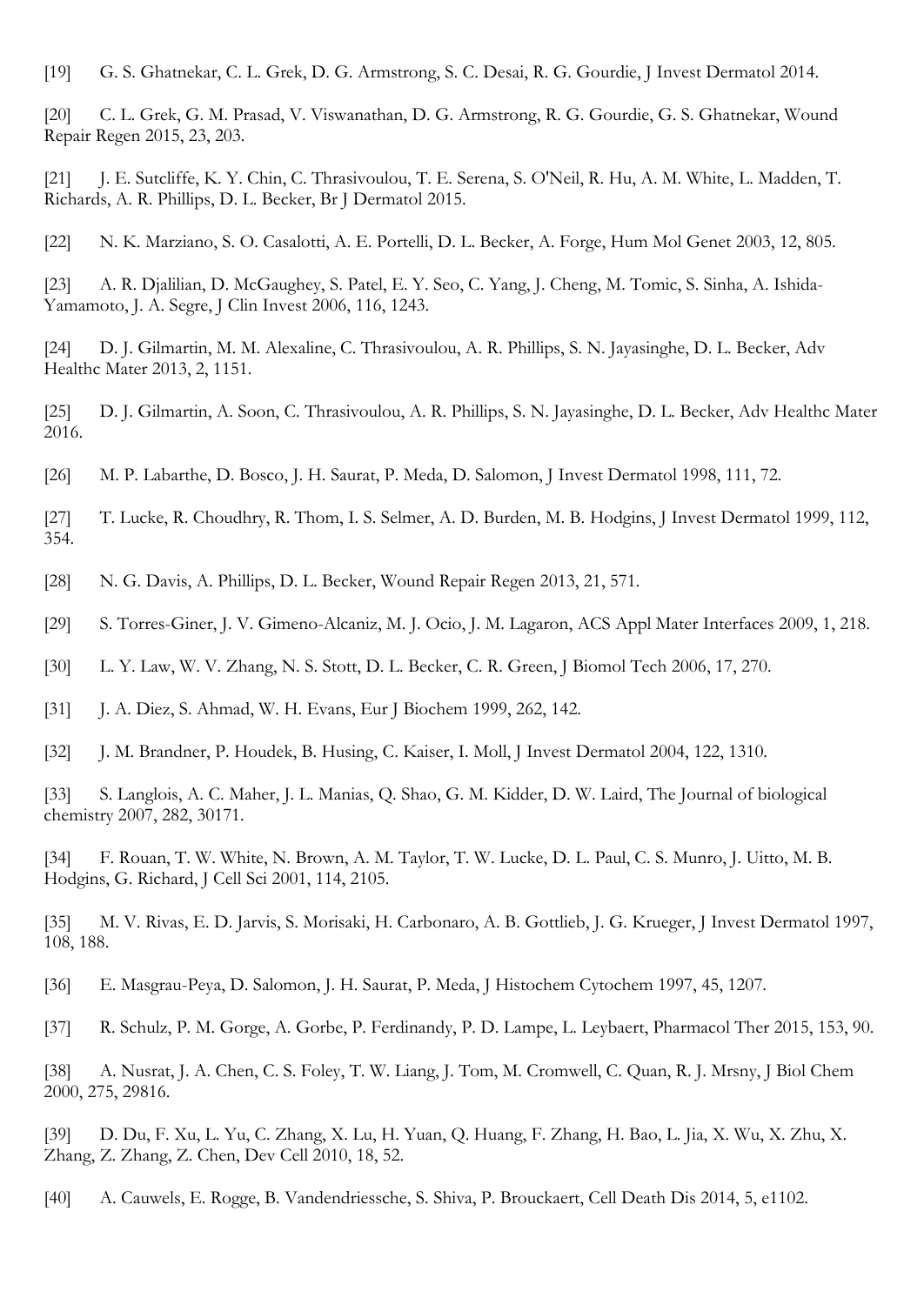[19] G. S. Ghatnekar, C. L. Grek, D. G. Armstrong, S. C. Desai, R. G. Gourdie, J Invest Dermatol 2014.

[20] C. L. Grek, G. M. Prasad, V. Viswanathan, D. G. Armstrong, R. G. Gourdie, G. S. Ghatnekar, Wound Repair Regen 2015, 23, 203.

[21] J. E. Sutcliffe, K. Y. Chin, C. Thrasivoulou, T. E. Serena, S. O'Neil, R. Hu, A. M. White, L. Madden, T. Richards, A. R. Phillips, D. L. Becker, Br J Dermatol 2015.

[22] N. K. Marziano, S. O. Casalotti, A. E. Portelli, D. L. Becker, A. Forge, Hum Mol Genet 2003, 12, 805.

[23] A. R. Djalilian, D. McGaughey, S. Patel, E. Y. Seo, C. Yang, J. Cheng, M. Tomic, S. Sinha, A. Ishida-Yamamoto, J. A. Segre, J Clin Invest 2006, 116, 1243.

[24] D. J. Gilmartin, M. M. Alexaline, C. Thrasivoulou, A. R. Phillips, S. N. Jayasinghe, D. L. Becker, Adv Healthc Mater 2013, 2, 1151.

[25] D. J. Gilmartin, A. Soon, C. Thrasivoulou, A. R. Phillips, S. N. Jayasinghe, D. L. Becker, Adv Healthc Mater 2016.

[26] M. P. Labarthe, D. Bosco, J. H. Saurat, P. Meda, D. Salomon, J Invest Dermatol 1998, 111, 72.

[27] T. Lucke, R. Choudhry, R. Thom, I. S. Selmer, A. D. Burden, M. B. Hodgins, J Invest Dermatol 1999, 112, 354.

[28] N. G. Davis, A. Phillips, D. L. Becker, Wound Repair Regen 2013, 21, 571.

[29] S. Torres-Giner, J. V. Gimeno-Alcaniz, M. J. Ocio, J. M. Lagaron, ACS Appl Mater Interfaces 2009, 1, 218.

[30] L. Y. Law, W. V. Zhang, N. S. Stott, D. L. Becker, C. R. Green, J Biomol Tech 2006, 17, 270.

[31] J. A. Diez, S. Ahmad, W. H. Evans, Eur J Biochem 1999, 262, 142.

[32] J. M. Brandner, P. Houdek, B. Husing, C. Kaiser, I. Moll, J Invest Dermatol 2004, 122, 1310.

[33] S. Langlois, A. C. Maher, J. L. Manias, Q. Shao, G. M. Kidder, D. W. Laird, The Journal of biological chemistry 2007, 282, 30171.

[34] F. Rouan, T. W. White, N. Brown, A. M. Taylor, T. W. Lucke, D. L. Paul, C. S. Munro, J. Uitto, M. B. Hodgins, G. Richard, J Cell Sci 2001, 114, 2105.

[35] M. V. Rivas, E. D. Jarvis, S. Morisaki, H. Carbonaro, A. B. Gottlieb, J. G. Krueger, J Invest Dermatol 1997, 108, 188.

[36] E. Masgrau-Peya, D. Salomon, J. H. Saurat, P. Meda, J Histochem Cytochem 1997, 45, 1207.

[37] R. Schulz, P. M. Gorge, A. Gorbe, P. Ferdinandy, P. D. Lampe, L. Leybaert, Pharmacol Ther 2015, 153, 90.

[38] A. Nusrat, J. A. Chen, C. S. Foley, T. W. Liang, J. Tom, M. Cromwell, C. Quan, R. J. Mrsny, J Biol Chem 2000, 275, 29816.

[39] D. Du, F. Xu, L. Yu, C. Zhang, X. Lu, H. Yuan, Q. Huang, F. Zhang, H. Bao, L. Jia, X. Wu, X. Zhu, X. Zhang, Z. Zhang, Z. Chen, Dev Cell 2010, 18, 52.

[40] A. Cauwels, E. Rogge, B. Vandendriessche, S. Shiva, P. Brouckaert, Cell Death Dis 2014, 5, e1102.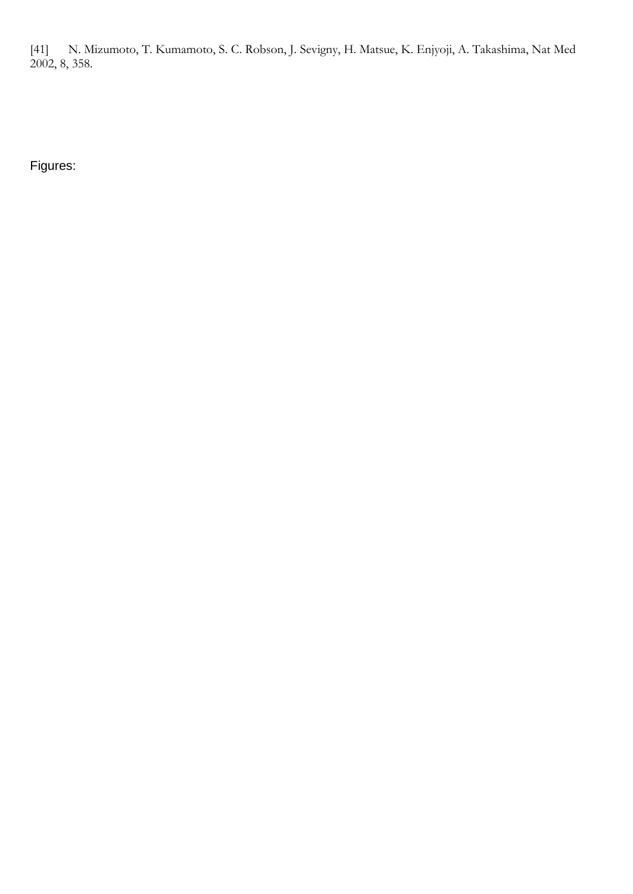[41] N. Mizumoto, T. Kumamoto, S. C. Robson, J. Sevigny, H. Matsue, K. Enjyoji, A. Takashima, Nat Med 2002, 8, 358.

Figures: